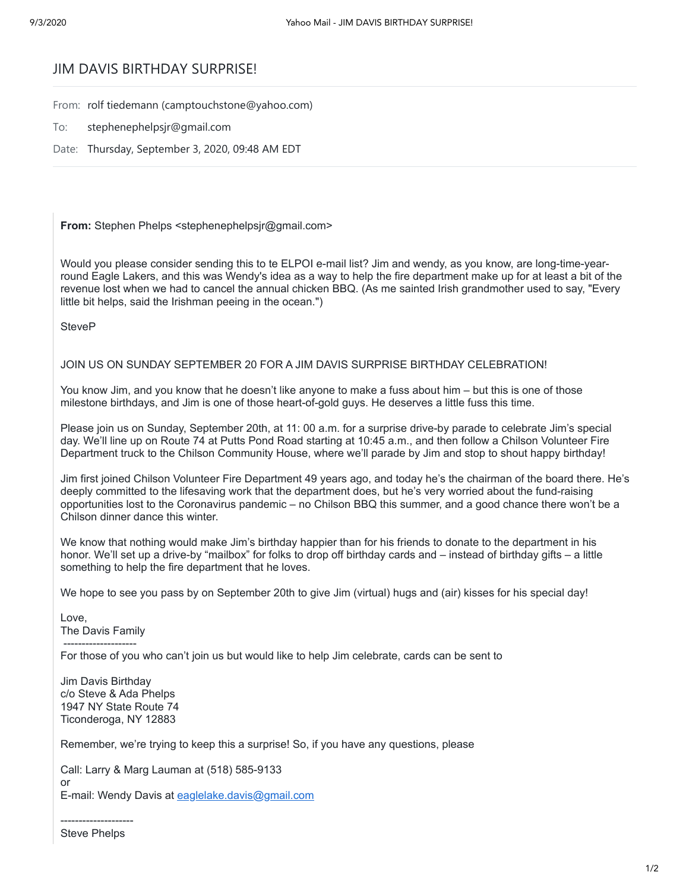# JIM DAVIS BIRTHDAY SURPRISE!

From: rolf tiedemann (camptouchstone@yahoo.com)

To: stephenephelpsjr@gmail.com

Date: Thursday, September 3, 2020, 09:48 AM EDT

---

**From:** Stephen Phelps <stephenephelpsjr@gmail.com>

Would you please consider sending this to te ELPOI e-mail list? Jim and wendy, as you know, are long-time-year-round Eagle Lakers, and this was Wendy's idea as a way to help the fire department make up for at least a bit of the revenue lost when we had to cancel the annual chicken BBQ. (As me sainted Irish grandmother used to say, "Every little bit helps, said the Irishman peeing in the ocean.")

SteveP

JOIN US ON SUNDAY SEPTEMBER 20 FOR A JIM DAVIS SURPRISE BIRTHDAY CELEBRATION!

You know Jim, and you know that he doesn't like anyone to make a fuss about him – but this is one of those milestone birthdays, and Jim is one of those heart-of-gold guys. He deserves a little fuss this time.

Please join us on Sunday, September 20th, at 11: 00 a.m. for a surprise drive-by parade to celebrate Jim's special day. We'll line up on Route 74 at Putts Pond Road starting at 10:45 a.m., and then follow a Chilson Volunteer Fire Department truck to the Chilson Community House, where we'll parade by Jim and stop to shout happy birthday!

Jim first joined Chilson Volunteer Fire Department 49 years ago, and today he's the chairman of the board there. He's deeply committed to the lifesaving work that the department does, but he's very worried about the fund-raising opportunities lost to the Coronavirus pandemic – no Chilson BBQ this summer, and a good chance there won't be a Chilson dinner dance this winter.

We know that nothing would make Jim's birthday happier than for his friends to donate to the department in his honor. We'll set up a drive-by "mailbox" for folks to drop off birthday cards and – instead of birthday gifts – a little something to help the fire department that he loves.

We hope to see you pass by on September 20th to give Jim (virtual) hugs and (air) kisses for his special day!

Love,
The Davis Family

--------------------

For those of you who can't join us but would like to help Jim celebrate, cards can be sent to

Jim Davis Birthday
c/o Steve & Ada Phelps
1947 NY State Route 74
Ticonderoga, NY 12883

Remember, we're trying to keep this a surprise! So, if you have any questions, please

Call: Larry & Marg Lauman at (518) 585-9133
or
E-mail: Wendy Davis at eaglelake.davis@gmail.com

--------------------

Steve Phelps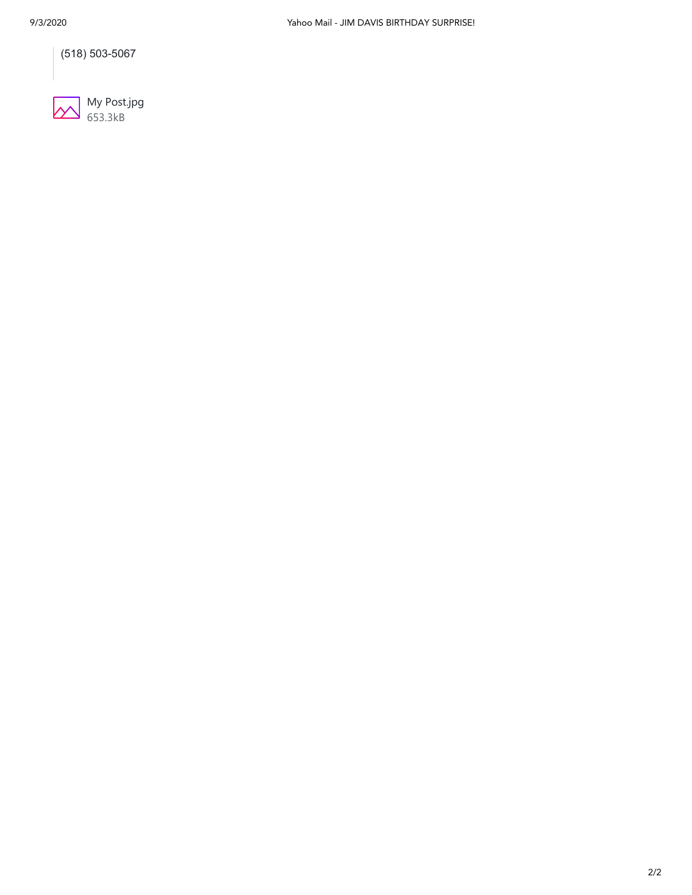(518) 503-5067

My Post.jpg
653.3kB